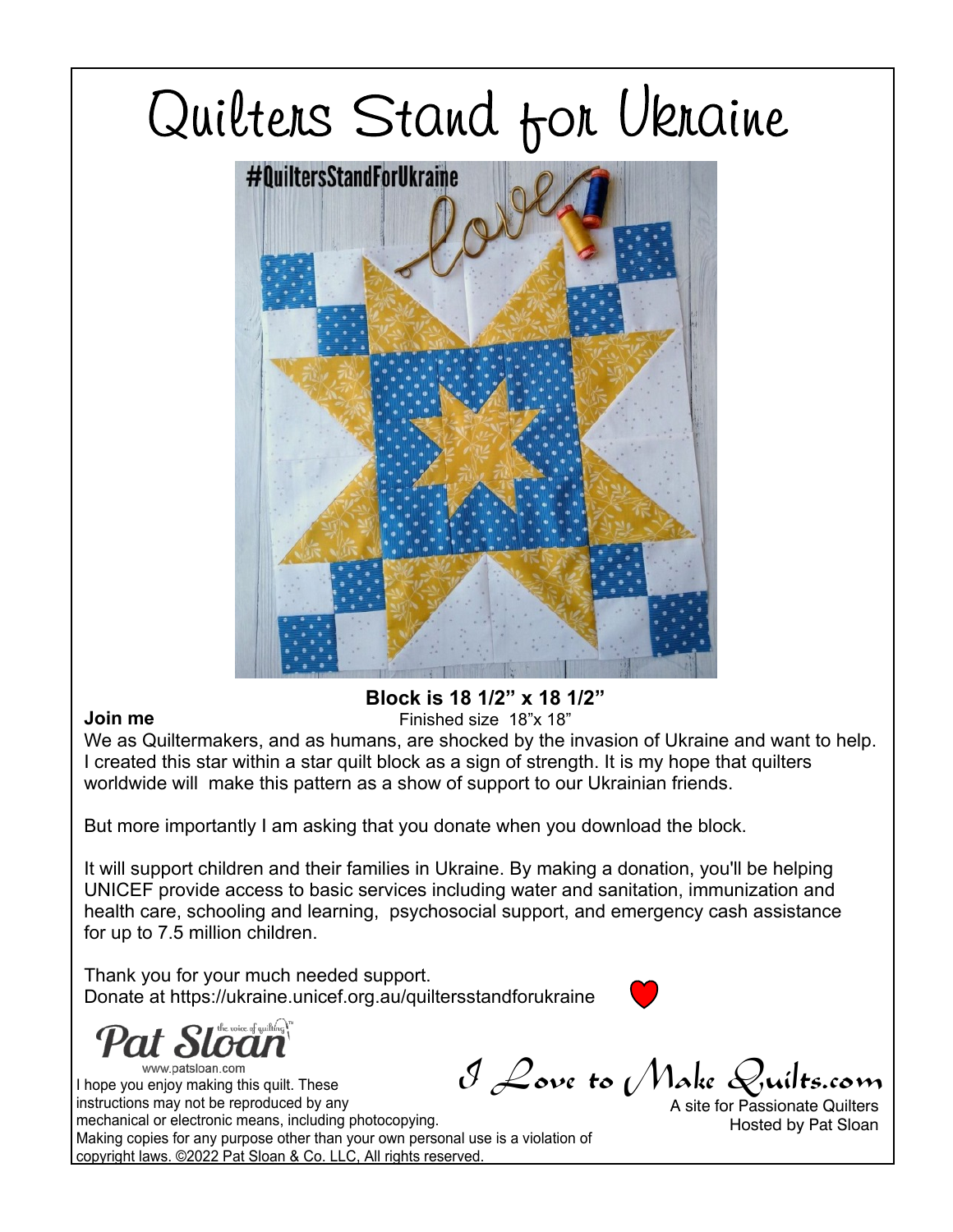# Quilters Stand for Ukraine

**Block is 18 1/2" x 18 1/2"**

Finished size 18"x 18"

**Join me**

We as Quiltermakers, and as humans, are shocked by the invasion of Ukraine and want to help. I created this star within a star quilt block as a sign of strength. It is my hope that quilters worldwide will make this pattern as a show of support to our Ukrainian friends.

But more importantly I am asking that you donate when you download the block.

It will support children and their families in Ukraine. By making a donation, you'll be helping UNICEF provide access to basic services including water and sanitation, immunization and health care, schooling and learning, psychosocial support, and emergency cash assistance for up to 7.5 million children.

Thank you for your much needed support.
Donate at https://ukraine.unicef.org.au/quiltersstandforukraine

Pat Sloan the voice of quilting™
www.patsloan.com

I hope you enjoy making this quilt. These instructions may not be reproduced by any mechanical or electronic means, including photocopying. Making copies for any purpose other than your own personal use is a violation of copyright laws. ©2022 Pat Sloan & Co. LLC, All rights reserved.

I Love to Make Quilts.com
A site for Passionate Quilters
Hosted by Pat Sloan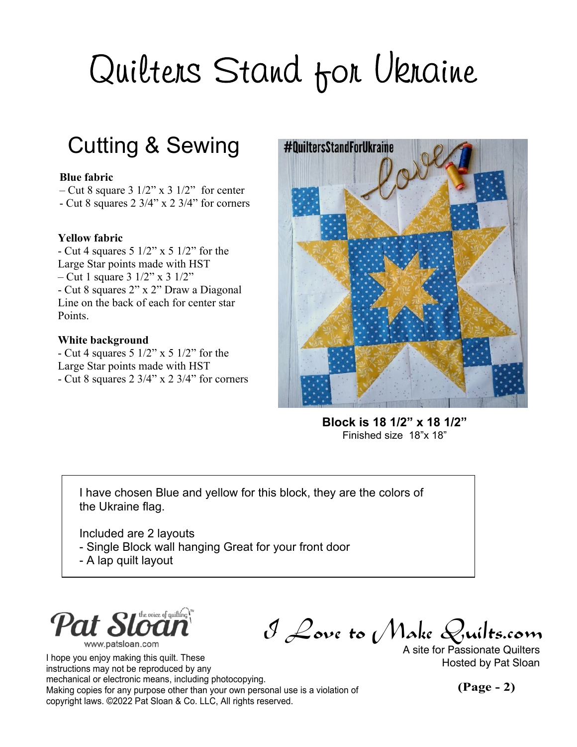# Quilters Stand for Ukraine

## Cutting & Sewing

**Blue fabric**

– Cut 8 square 3 1/2" x 3 1/2" for center
- Cut 8 squares 2 3/4" x 2 3/4" for corners

**Yellow fabric**

- Cut 4 squares 5 1/2" x 5 1/2" for the Large Star points made with HST
– Cut 1 square 3 1/2" x 3 1/2"
- Cut 8 squares 2" x 2" Draw a Diagonal Line on the back of each for center star Points.

**White background**

- Cut 4 squares 5 1/2" x 5 1/2" for the Large Star points made with HST
- Cut 8 squares 2 3/4" x 2 3/4" for corners

**Block is 18 1/2" x 18 1/2"**
Finished size 18"x 18"

I have chosen Blue and yellow for this block, they are the colors of the Ukraine flag.

Included are 2 layouts
- Single Block wall hanging Great for your front door
- A lap quilt layout

Pat Sloan the voice of quilting
www.patsloan.com

I Love to Make Quilts.com
A site for Passionate Quilters
Hosted by Pat Sloan

I hope you enjoy making this quilt. These instructions may not be reproduced by any mechanical or electronic means, including photocopying. Making copies for any purpose other than your own personal use is a violation of copyright laws. ©2022 Pat Sloan & Co. LLC, All rights reserved.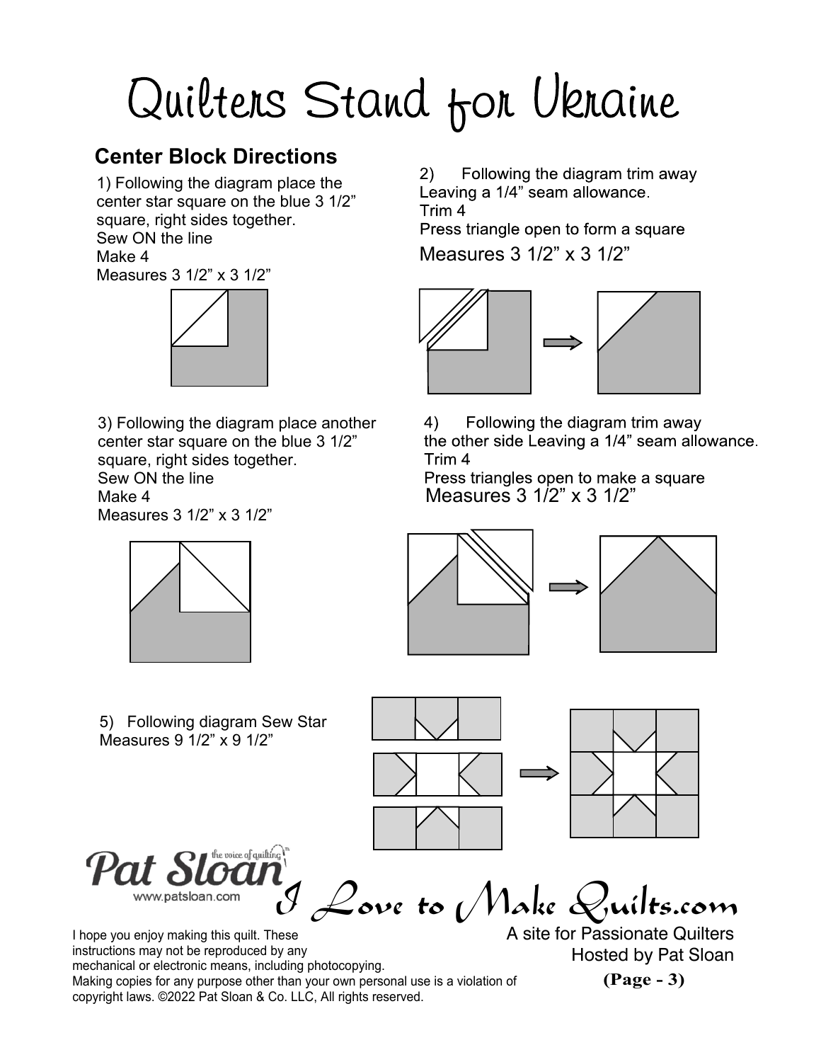# Quilters Stand for Ukraine

## Center Block Directions

1) Following the diagram place the center star square on the blue 3 1/2" square, right sides together.
Sew ON the line
Make 4
Measures 3 1/2" x 3 1/2"

2) Following the diagram trim away Leaving a 1/4" seam allowance.
Trim 4
Press triangle open to form a square
Measures 3 1/2" x 3 1/2"

3) Following the diagram place another center star square on the blue 3 1/2" square, right sides together.
Sew ON the line
Make 4
Measures 3 1/2" x 3 1/2"

4) Following the diagram trim away the other side Leaving a 1/4" seam allowance.
Trim 4
Press triangles open to make a square
Measures 3 1/2" x 3 1/2"

5) Following diagram Sew Star
Measures 9 1/2" x 9 1/2"

Pat Sloan
the voice of quilting™
www.patsloan.com

I Love to Make Quilts.com
A site for Passionate Quilters
Hosted by Pat Sloan

I hope you enjoy making this quilt. These instructions may not be reproduced by any mechanical or electronic means, including photocopying. Making copies for any purpose other than your own personal use is a violation of copyright laws. ©2022 Pat Sloan & Co. LLC, All rights reserved.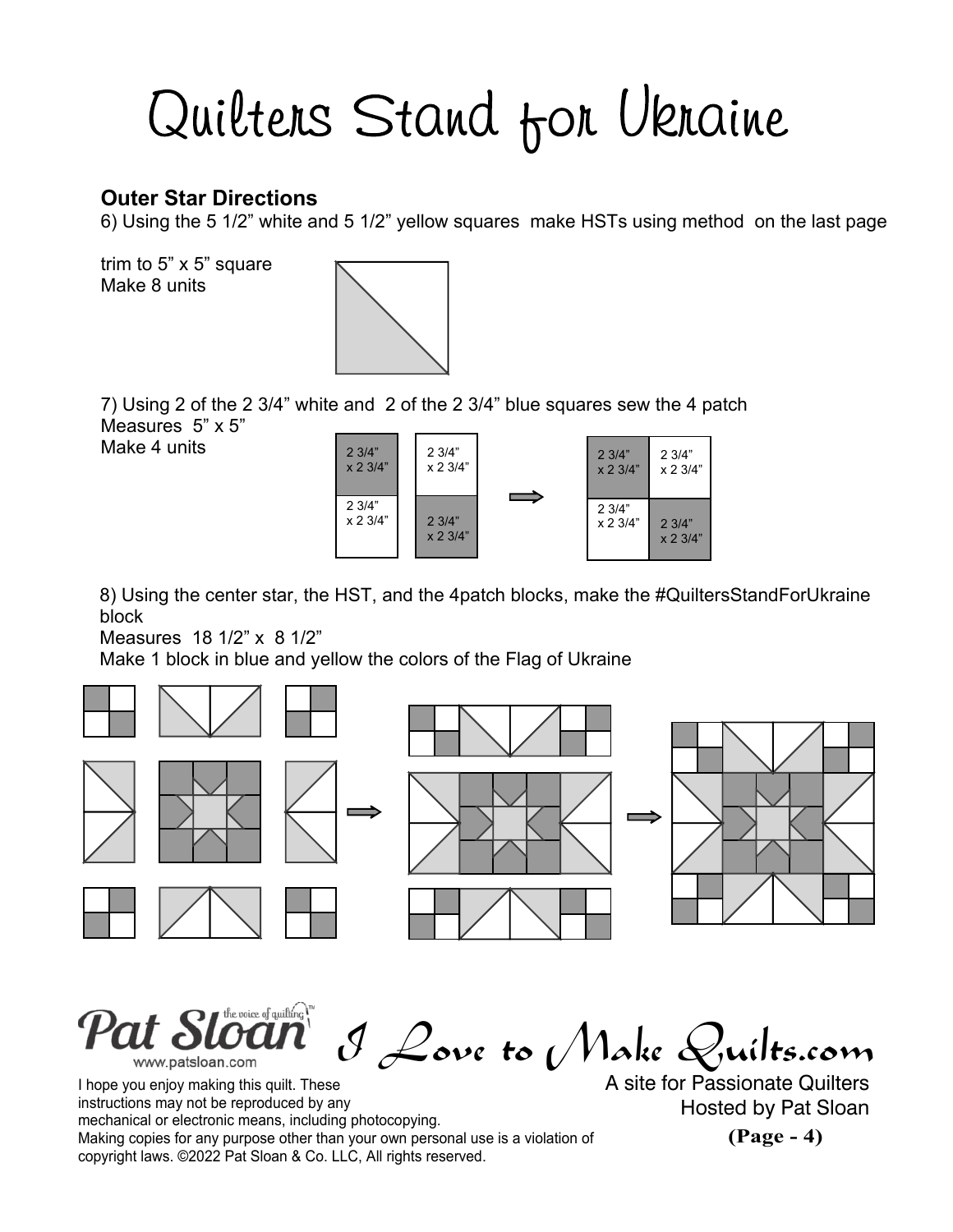# Quilters Stand for Ukraine

**Outer Star Directions**

6) Using the 5 1/2” white and 5 1/2” yellow squares make HSTs using method on the last page

trim to 5” x 5” square
Make 8 units

7) Using 2 of the 2 3/4” white and 2 of the 2 3/4” blue squares sew the 4 patch
Measures 5” x 5”
Make 4 units

2 3/4” x 2 3/4”

8) Using the center star, the HST, and the 4patch blocks, make the #QuiltersStandForUkraine block
Measures 18 1/2” x 8 1/2”
Make 1 block in blue and yellow the colors of the Flag of Ukraine

Pat Sloan the voice of quilting™
www.patsloan.com

*I Love to Make Quilts.com*

A site for Passionate Quilters
Hosted by Pat Sloan

I hope you enjoy making this quilt. These instructions may not be reproduced by any mechanical or electronic means, including photocopying. Making copies for any purpose other than your own personal use is a violation of copyright laws. ©2022 Pat Sloan & Co. LLC, All rights reserved.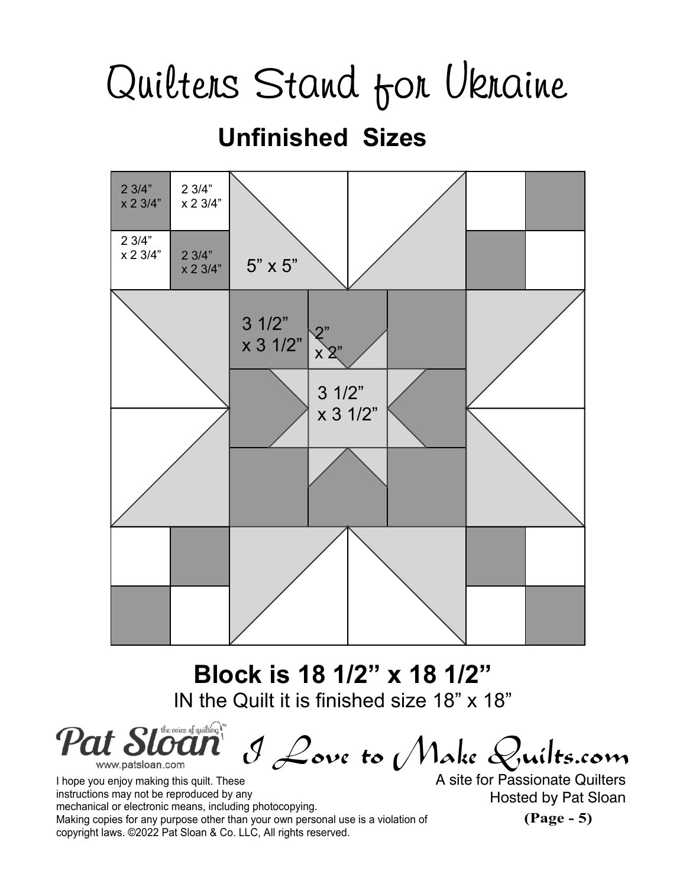# Quilters Stand for Ukraine

## Unfinished Sizes

2 3/4" x 2 3/4"

2 3/4" x 2 3/4"

2 3/4" x 2 3/4"

2 3/4" x 2 3/4"

5" x 5"

3 1/2" x 3 1/2"

2" x 2"

3 1/2" x 3 1/2"

**Block is 18 1/2" x 18 1/2"**

IN the Quilt it is finished size 18" x 18"

Pat Sloan the voice of quilting™ www.patsloan.com

*I Love to Make Quilts.com*

A site for Passionate Quilters
Hosted by Pat Sloan

I hope you enjoy making this quilt. These instructions may not be reproduced by any mechanical or electronic means, including photocopying. Making copies for any purpose other than your own personal use is a violation of copyright laws. ©2022 Pat Sloan & Co. LLC, All rights reserved.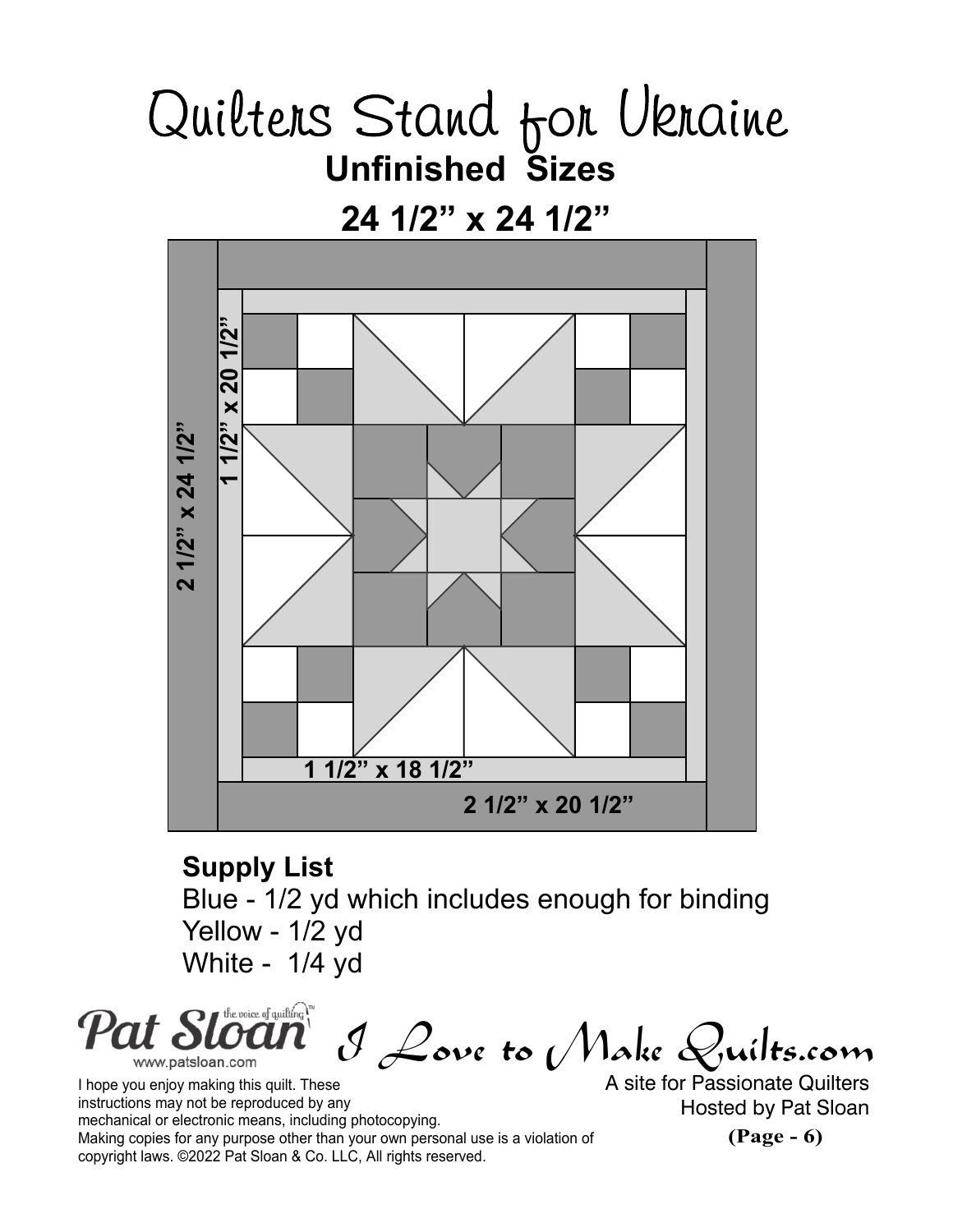# Quilters Stand for Ukraine

## Unfinished Sizes

## 24 1/2” x 24 1/2”

2 1/2” x 24 1/2”

1 1/2” x 20 1/2”

1 1/2” x 18 1/2”

2 1/2” x 20 1/2”

**Supply List**

Blue - 1/2 yd which includes enough for binding
Yellow - 1/2 yd
White - 1/4 yd

Pat Sloan the voice of quilting™ www.patsloan.com

I Love to Make Quilts.com

A site for Passionate Quilters
Hosted by Pat Sloan

I hope you enjoy making this quilt. These instructions may not be reproduced by any mechanical or electronic means, including photocopying. Making copies for any purpose other than your own personal use is a violation of copyright laws. ©2022 Pat Sloan & Co. LLC, All rights reserved.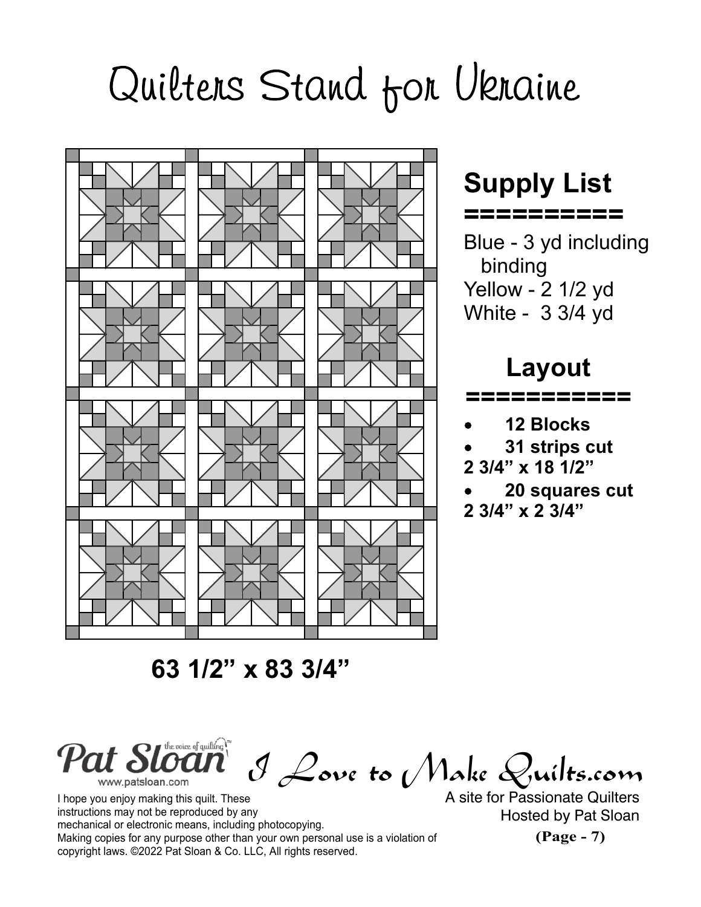# Quilters Stand for Ukraine

## Supply List

===========

Blue - 3 yd including binding
Yellow - 2 1/2 yd
White - 3 3/4 yd

## Layout

============

- **12 Blocks**
- **31 strips cut 2 3/4" x 18 1/2"**
- **20 squares cut 2 3/4" x 2 3/4"**

**63 1/2" x 83 3/4"**

Pat Sloan the voice of quilting™
www.patsloan.com

*I Love to Make Quilts.com*

A site for Passionate Quilters
Hosted by Pat Sloan

I hope you enjoy making this quilt. These instructions may not be reproduced by any mechanical or electronic means, including photocopying. Making copies for any purpose other than your own personal use is a violation of copyright laws. ©2022 Pat Sloan & Co. LLC, All rights reserved.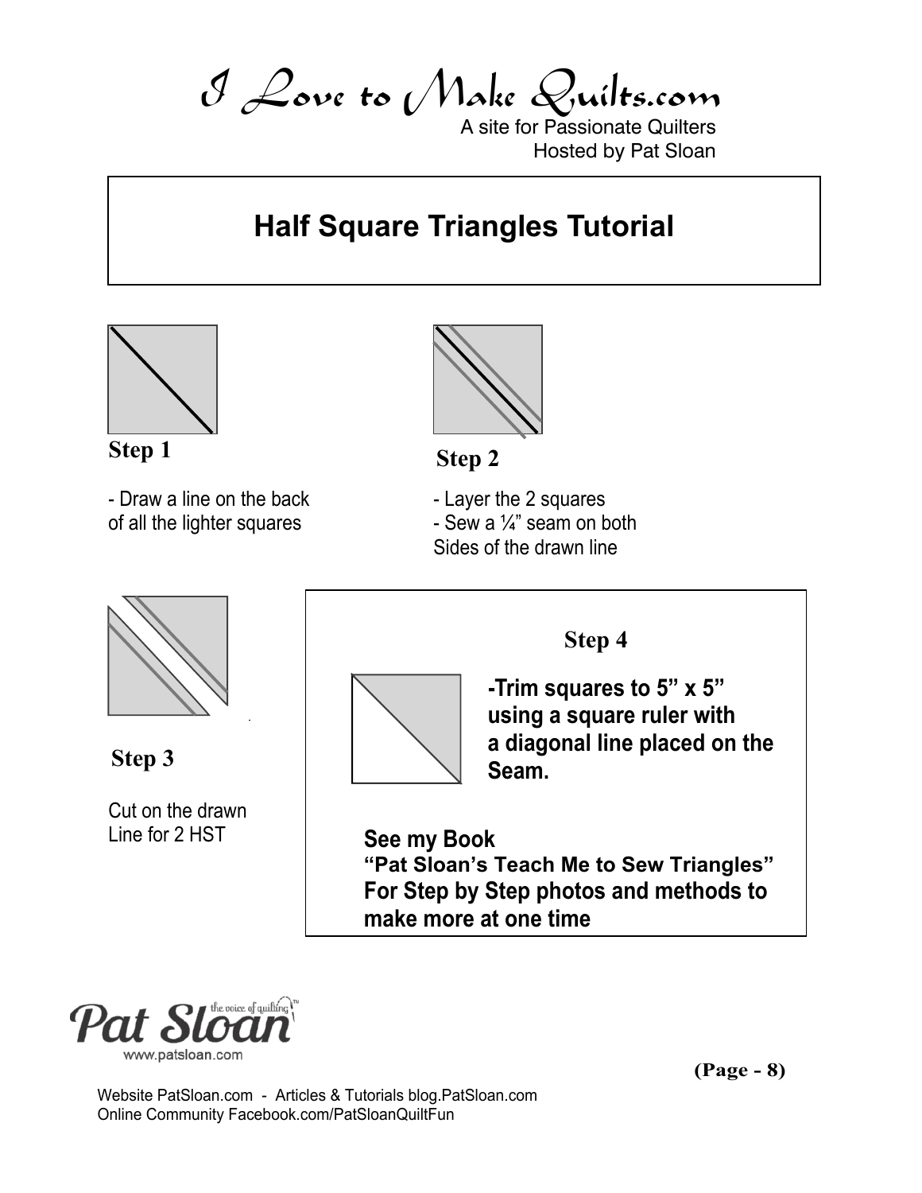I Love to Make Quilts.com

A site for Passionate Quilters
Hosted by Pat Sloan

## Half Square Triangles Tutorial

**Step 1**

- Draw a line on the back of all the lighter squares

**Step 2**

- Layer the 2 squares
- Sew a ¼" seam on both Sides of the drawn line

**Step 3**

Cut on the drawn Line for 2 HST

**Step 4**

**-Trim squares to 5" x 5" using a square ruler with a diagonal line placed on the Seam.**

**See my Book**
**"Pat Sloan's Teach Me to Sew Triangles"**
**For Step by Step photos and methods to make more at one time**

Pat Sloan the voice of quilting™
www.patsloan.com

Website PatSloan.com - Articles & Tutorials blog.PatSloan.com
Online Community Facebook.com/PatSloanQuiltFun